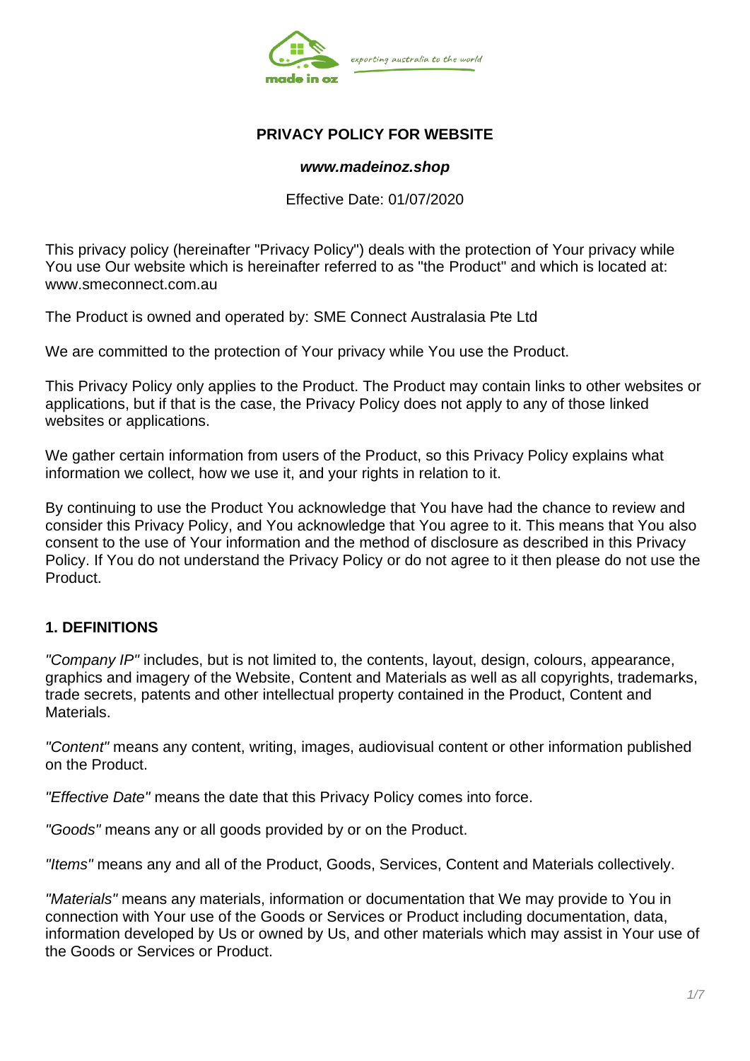**PRIVACY POLICY FOR WEBSITE**

***www.madeinoz.shop***

Effective Date: 01/07/2020

This privacy policy (hereinafter "Privacy Policy") deals with the protection of Your privacy while You use Our website which is hereinafter referred to as "the Product" and which is located at: www.smeconnect.com.au

The Product is owned and operated by: SME Connect Australasia Pte Ltd

We are committed to the protection of Your privacy while You use the Product.

This Privacy Policy only applies to the Product. The Product may contain links to other websites or applications, but if that is the case, the Privacy Policy does not apply to any of those linked websites or applications.

We gather certain information from users of the Product, so this Privacy Policy explains what information we collect, how we use it, and your rights in relation to it.

By continuing to use the Product You acknowledge that You have had the chance to review and consider this Privacy Policy, and You acknowledge that You agree to it. This means that You also consent to the use of Your information and the method of disclosure as described in this Privacy Policy. If You do not understand the Privacy Policy or do not agree to it then please do not use the Product.

## 1. DEFINITIONS

*"Company IP"* includes, but is not limited to, the contents, layout, design, colours, appearance, graphics and imagery of the Website, Content and Materials as well as all copyrights, trademarks, trade secrets, patents and other intellectual property contained in the Product, Content and Materials.

*"Content"* means any content, writing, images, audiovisual content or other information published on the Product.

*"Effective Date"* means the date that this Privacy Policy comes into force.

*"Goods"* means any or all goods provided by or on the Product.

*"Items"* means any and all of the Product, Goods, Services, Content and Materials collectively.

*"Materials"* means any materials, information or documentation that We may provide to You in connection with Your use of the Goods or Services or Product including documentation, data, information developed by Us or owned by Us, and other materials which may assist in Your use of the Goods or Services or Product.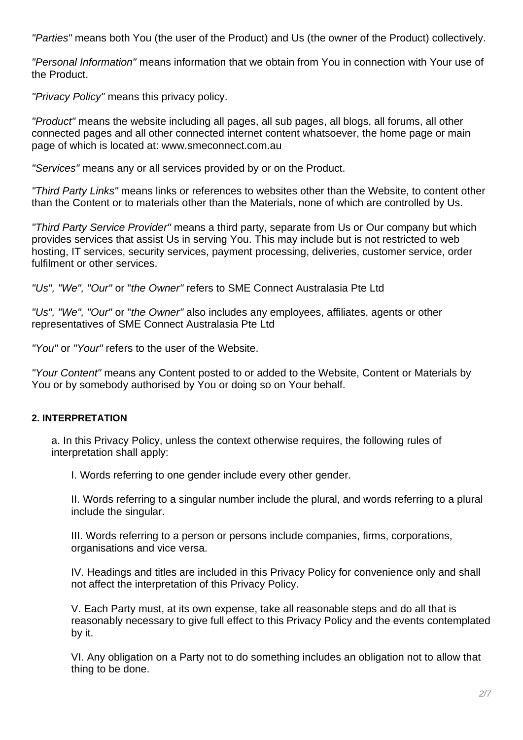*"Parties"* means both You (the user of the Product) and Us (the owner of the Product) collectively.

*"Personal Information"* means information that we obtain from You in connection with Your use of the Product.

*"Privacy Policy"* means this privacy policy.

*"Product"* means the website including all pages, all sub pages, all blogs, all forums, all other connected pages and all other connected internet content whatsoever, the home page or main page of which is located at: www.smeconnect.com.au

*"Services"* means any or all services provided by or on the Product.

*"Third Party Links"* means links or references to websites other than the Website, to content other than the Content or to materials other than the Materials, none of which are controlled by Us.

*"Third Party Service Provider"* means a third party, separate from Us or Our company but which provides services that assist Us in serving You. This may include but is not restricted to web hosting, IT services, security services, payment processing, deliveries, customer service, order fulfilment or other services.

*"Us", "We", "Our"* or "*the Owner"* refers to SME Connect Australasia Pte Ltd

*"Us", "We", "Our"* or "*the Owner"* also includes any employees, affiliates, agents or other representatives of SME Connect Australasia Pte Ltd

*"You"* or *"Your"* refers to the user of the Website.

*"Your Content"* means any Content posted to or added to the Website, Content or Materials by You or by somebody authorised by You or doing so on Your behalf.

**2. INTERPRETATION**

a. In this Privacy Policy, unless the context otherwise requires, the following rules of interpretation shall apply:

I. Words referring to one gender include every other gender.

II. Words referring to a singular number include the plural, and words referring to a plural include the singular.

III. Words referring to a person or persons include companies, firms, corporations, organisations and vice versa.

IV. Headings and titles are included in this Privacy Policy for convenience only and shall not affect the interpretation of this Privacy Policy.

V. Each Party must, at its own expense, take all reasonable steps and do all that is reasonably necessary to give full effect to this Privacy Policy and the events contemplated by it.

VI. Any obligation on a Party not to do something includes an obligation not to allow that thing to be done.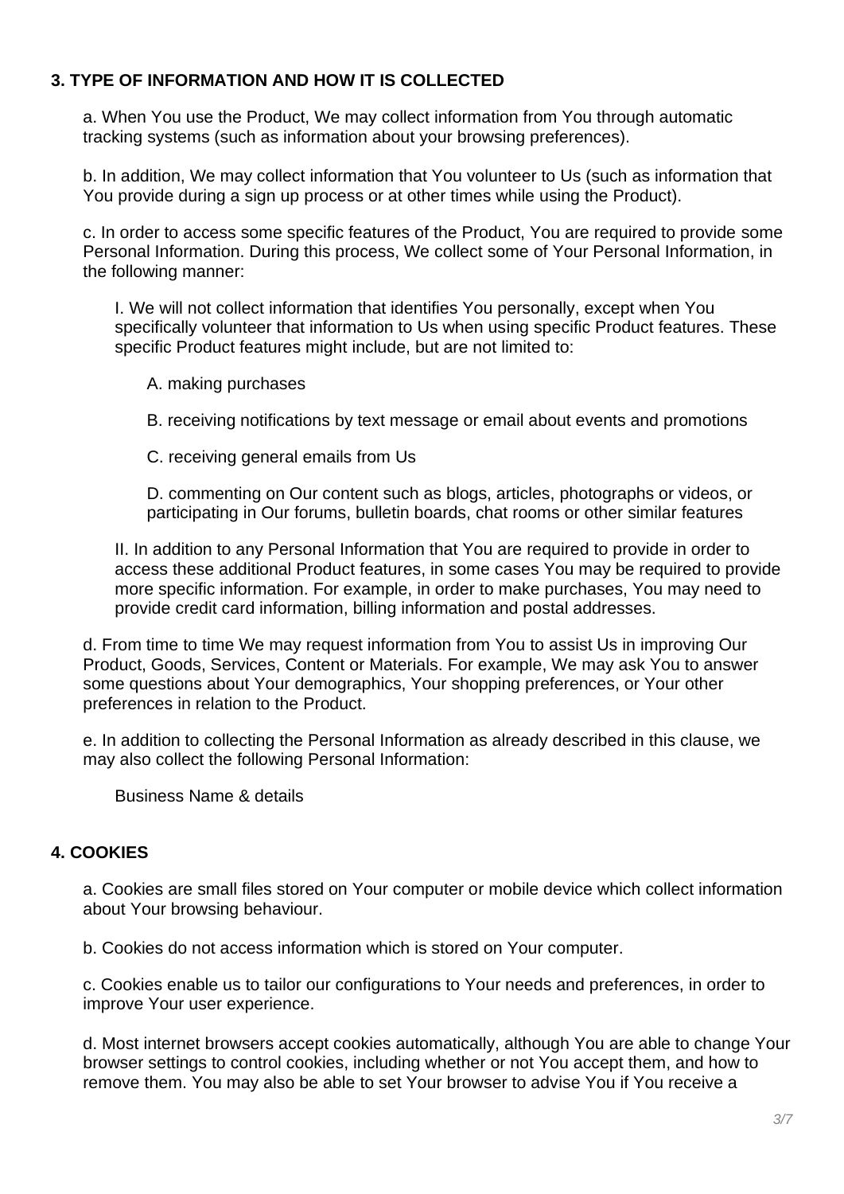## 3. TYPE OF INFORMATION AND HOW IT IS COLLECTED

a. When You use the Product, We may collect information from You through automatic tracking systems (such as information about your browsing preferences).

b. In addition, We may collect information that You volunteer to Us (such as information that You provide during a sign up process or at other times while using the Product).

c. In order to access some specific features of the Product, You are required to provide some Personal Information. During this process, We collect some of Your Personal Information, in the following manner:

I. We will not collect information that identifies You personally, except when You specifically volunteer that information to Us when using specific Product features. These specific Product features might include, but are not limited to:

A. making purchases

B. receiving notifications by text message or email about events and promotions

C. receiving general emails from Us

D. commenting on Our content such as blogs, articles, photographs or videos, or participating in Our forums, bulletin boards, chat rooms or other similar features

II. In addition to any Personal Information that You are required to provide in order to access these additional Product features, in some cases You may be required to provide more specific information. For example, in order to make purchases, You may need to provide credit card information, billing information and postal addresses.

d. From time to time We may request information from You to assist Us in improving Our Product, Goods, Services, Content or Materials. For example, We may ask You to answer some questions about Your demographics, Your shopping preferences, or Your other preferences in relation to the Product.

e. In addition to collecting the Personal Information as already described in this clause, we may also collect the following Personal Information:

Business Name & details

## 4. COOKIES

a. Cookies are small files stored on Your computer or mobile device which collect information about Your browsing behaviour.

b. Cookies do not access information which is stored on Your computer.

c. Cookies enable us to tailor our configurations to Your needs and preferences, in order to improve Your user experience.

d. Most internet browsers accept cookies automatically, although You are able to change Your browser settings to control cookies, including whether or not You accept them, and how to remove them. You may also be able to set Your browser to advise You if You receive a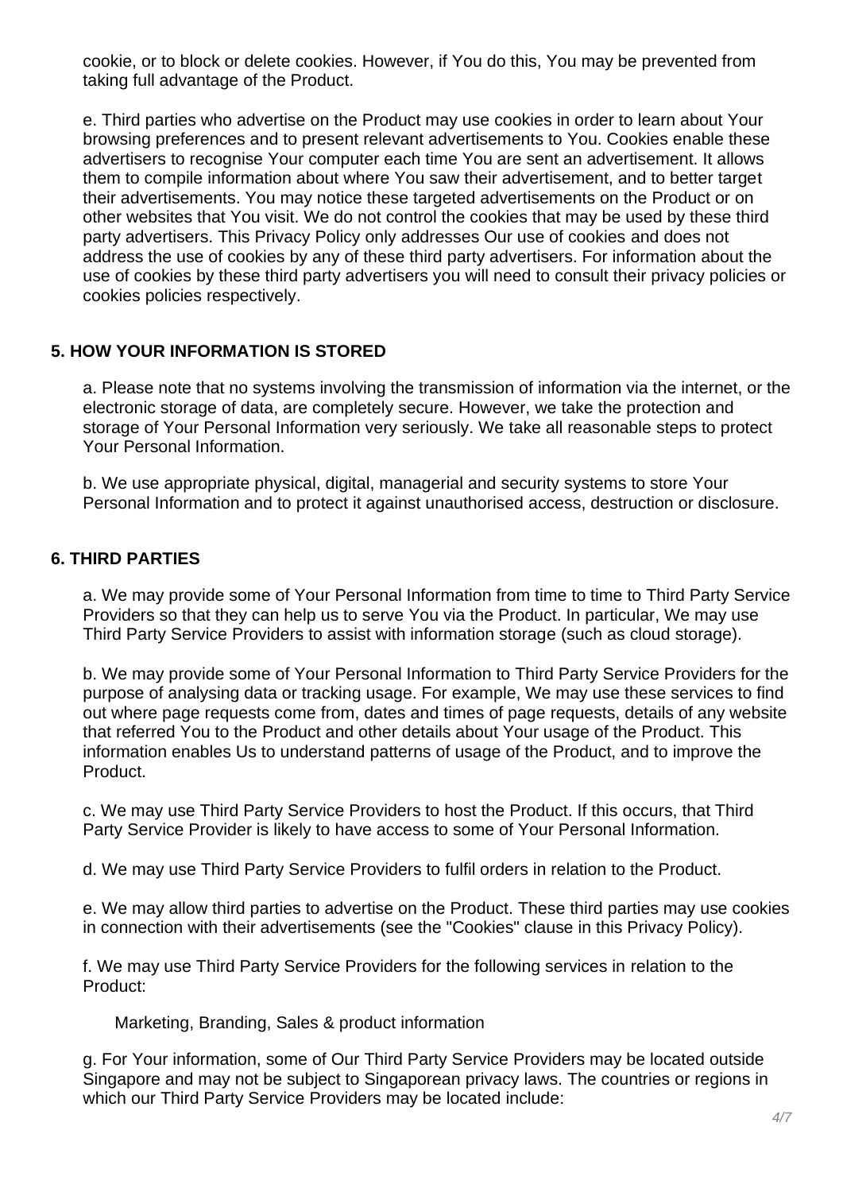cookie, or to block or delete cookies. However, if You do this, You may be prevented from taking full advantage of the Product.

e. Third parties who advertise on the Product may use cookies in order to learn about Your browsing preferences and to present relevant advertisements to You. Cookies enable these advertisers to recognise Your computer each time You are sent an advertisement. It allows them to compile information about where You saw their advertisement, and to better target their advertisements. You may notice these targeted advertisements on the Product or on other websites that You visit. We do not control the cookies that may be used by these third party advertisers. This Privacy Policy only addresses Our use of cookies and does not address the use of cookies by any of these third party advertisers. For information about the use of cookies by these third party advertisers you will need to consult their privacy policies or cookies policies respectively.

**5. HOW YOUR INFORMATION IS STORED**

a. Please note that no systems involving the transmission of information via the internet, or the electronic storage of data, are completely secure. However, we take the protection and storage of Your Personal Information very seriously. We take all reasonable steps to protect Your Personal Information.

b. We use appropriate physical, digital, managerial and security systems to store Your Personal Information and to protect it against unauthorised access, destruction or disclosure.

**6. THIRD PARTIES**

a. We may provide some of Your Personal Information from time to time to Third Party Service Providers so that they can help us to serve You via the Product. In particular, We may use Third Party Service Providers to assist with information storage (such as cloud storage).

b. We may provide some of Your Personal Information to Third Party Service Providers for the purpose of analysing data or tracking usage. For example, We may use these services to find out where page requests come from, dates and times of page requests, details of any website that referred You to the Product and other details about Your usage of the Product. This information enables Us to understand patterns of usage of the Product, and to improve the Product.

c. We may use Third Party Service Providers to host the Product. If this occurs, that Third Party Service Provider is likely to have access to some of Your Personal Information.

d. We may use Third Party Service Providers to fulfil orders in relation to the Product.

e. We may allow third parties to advertise on the Product. These third parties may use cookies in connection with their advertisements (see the "Cookies" clause in this Privacy Policy).

f. We may use Third Party Service Providers for the following services in relation to the Product:

Marketing, Branding, Sales & product information

g. For Your information, some of Our Third Party Service Providers may be located outside Singapore and may not be subject to Singaporean privacy laws. The countries or regions in which our Third Party Service Providers may be located include: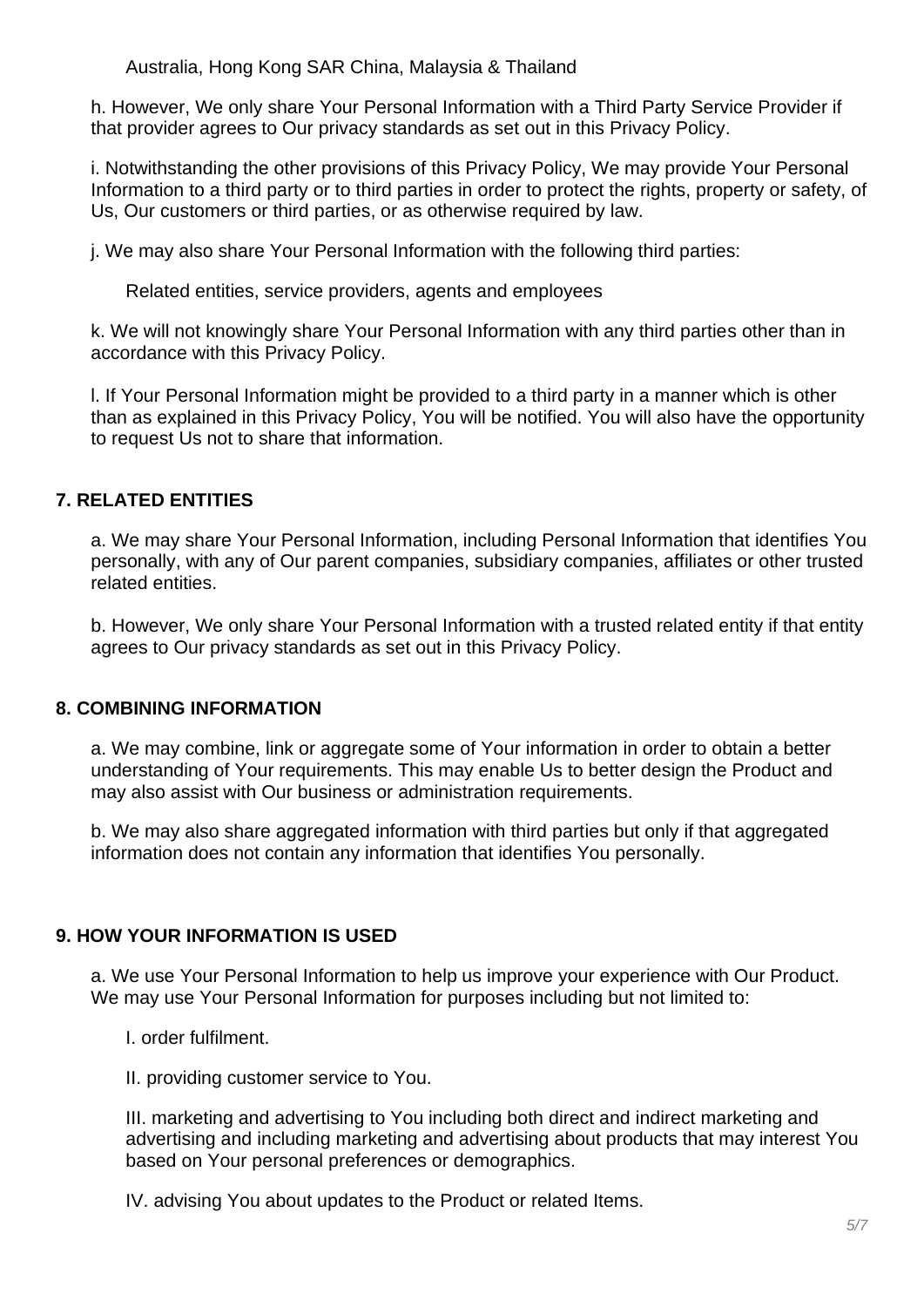Australia, Hong Kong SAR China, Malaysia & Thailand

h. However, We only share Your Personal Information with a Third Party Service Provider if that provider agrees to Our privacy standards as set out in this Privacy Policy.

i. Notwithstanding the other provisions of this Privacy Policy, We may provide Your Personal Information to a third party or to third parties in order to protect the rights, property or safety, of Us, Our customers or third parties, or as otherwise required by law.

j. We may also share Your Personal Information with the following third parties:

Related entities, service providers, agents and employees

k. We will not knowingly share Your Personal Information with any third parties other than in accordance with this Privacy Policy.

l. If Your Personal Information might be provided to a third party in a manner which is other than as explained in this Privacy Policy, You will be notified. You will also have the opportunity to request Us not to share that information.

## 7. RELATED ENTITIES

a. We may share Your Personal Information, including Personal Information that identifies You personally, with any of Our parent companies, subsidiary companies, affiliates or other trusted related entities.

b. However, We only share Your Personal Information with a trusted related entity if that entity agrees to Our privacy standards as set out in this Privacy Policy.

## 8. COMBINING INFORMATION

a. We may combine, link or aggregate some of Your information in order to obtain a better understanding of Your requirements. This may enable Us to better design the Product and may also assist with Our business or administration requirements.

b. We may also share aggregated information with third parties but only if that aggregated information does not contain any information that identifies You personally.

## 9. HOW YOUR INFORMATION IS USED

a. We use Your Personal Information to help us improve your experience with Our Product. We may use Your Personal Information for purposes including but not limited to:

I. order fulfilment.

II. providing customer service to You.

III. marketing and advertising to You including both direct and indirect marketing and advertising and including marketing and advertising about products that may interest You based on Your personal preferences or demographics.

IV. advising You about updates to the Product or related Items.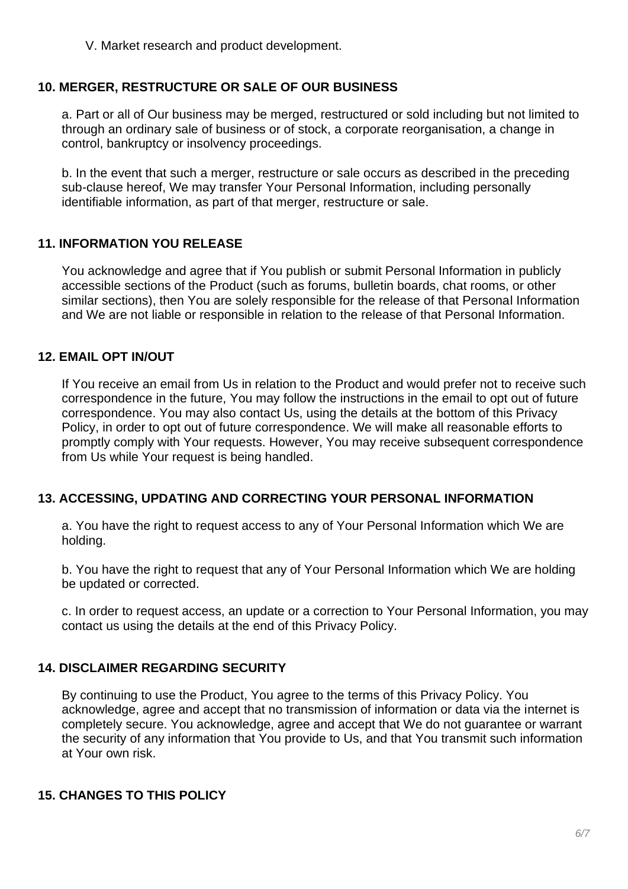V. Market research and product development.

## 10. MERGER, RESTRUCTURE OR SALE OF OUR BUSINESS

a. Part or all of Our business may be merged, restructured or sold including but not limited to through an ordinary sale of business or of stock, a corporate reorganisation, a change in control, bankruptcy or insolvency proceedings.

b. In the event that such a merger, restructure or sale occurs as described in the preceding sub-clause hereof, We may transfer Your Personal Information, including personally identifiable information, as part of that merger, restructure or sale.

## 11. INFORMATION YOU RELEASE

You acknowledge and agree that if You publish or submit Personal Information in publicly accessible sections of the Product (such as forums, bulletin boards, chat rooms, or other similar sections), then You are solely responsible for the release of that Personal Information and We are not liable or responsible in relation to the release of that Personal Information.

## 12. EMAIL OPT IN/OUT

If You receive an email from Us in relation to the Product and would prefer not to receive such correspondence in the future, You may follow the instructions in the email to opt out of future correspondence. You may also contact Us, using the details at the bottom of this Privacy Policy, in order to opt out of future correspondence. We will make all reasonable efforts to promptly comply with Your requests. However, You may receive subsequent correspondence from Us while Your request is being handled.

## 13. ACCESSING, UPDATING AND CORRECTING YOUR PERSONAL INFORMATION

a. You have the right to request access to any of Your Personal Information which We are holding.

b. You have the right to request that any of Your Personal Information which We are holding be updated or corrected.

c. In order to request access, an update or a correction to Your Personal Information, you may contact us using the details at the end of this Privacy Policy.

## 14. DISCLAIMER REGARDING SECURITY

By continuing to use the Product, You agree to the terms of this Privacy Policy. You acknowledge, agree and accept that no transmission of information or data via the internet is completely secure. You acknowledge, agree and accept that We do not guarantee or warrant the security of any information that You provide to Us, and that You transmit such information at Your own risk.

## 15. CHANGES TO THIS POLICY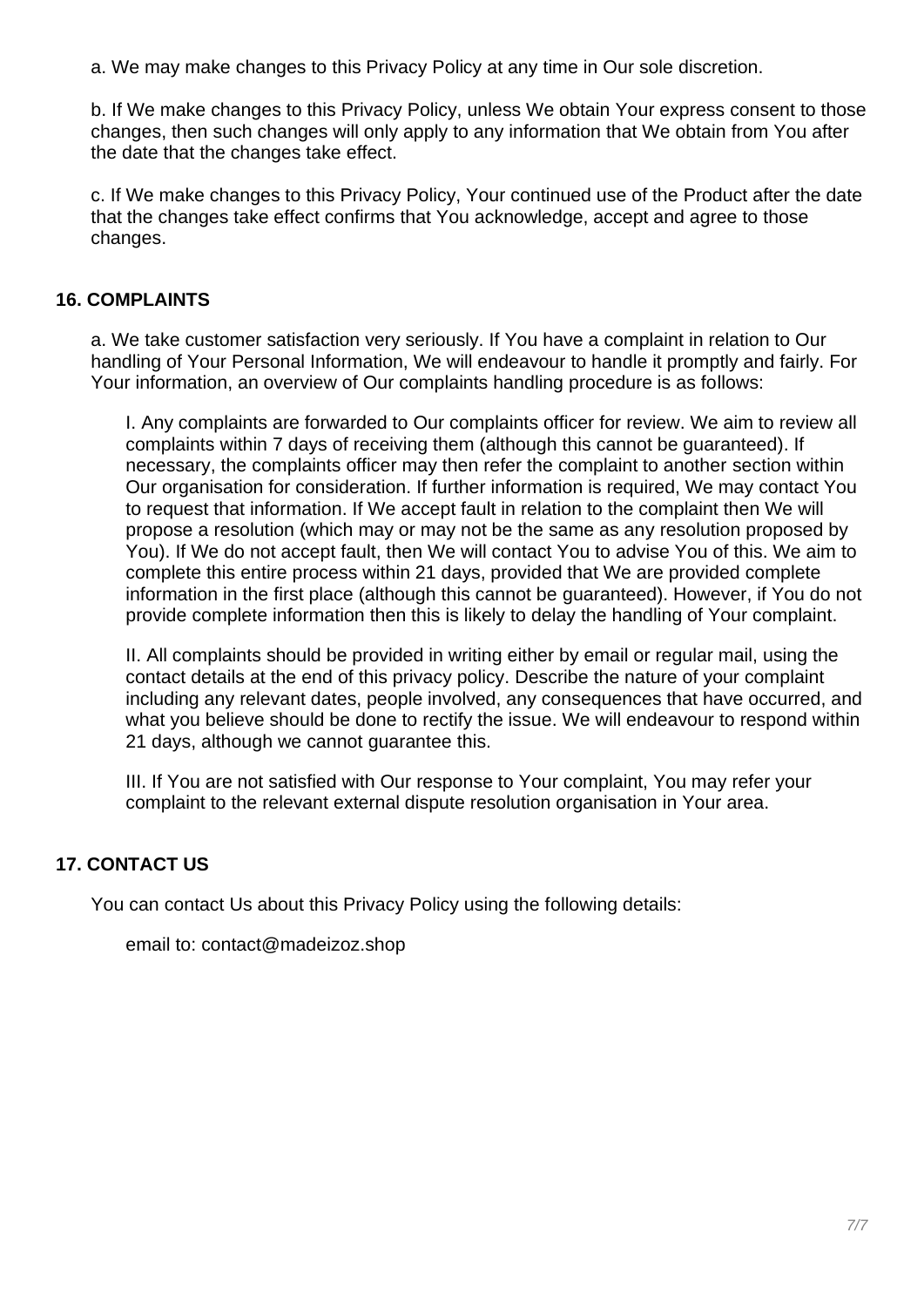a. We may make changes to this Privacy Policy at any time in Our sole discretion.

b. If We make changes to this Privacy Policy, unless We obtain Your express consent to those changes, then such changes will only apply to any information that We obtain from You after the date that the changes take effect.

c. If We make changes to this Privacy Policy, Your continued use of the Product after the date that the changes take effect confirms that You acknowledge, accept and agree to those changes.

## 16. COMPLAINTS

a. We take customer satisfaction very seriously. If You have a complaint in relation to Our handling of Your Personal Information, We will endeavour to handle it promptly and fairly. For Your information, an overview of Our complaints handling procedure is as follows:

I. Any complaints are forwarded to Our complaints officer for review. We aim to review all complaints within 7 days of receiving them (although this cannot be guaranteed). If necessary, the complaints officer may then refer the complaint to another section within Our organisation for consideration. If further information is required, We may contact You to request that information. If We accept fault in relation to the complaint then We will propose a resolution (which may or may not be the same as any resolution proposed by You). If We do not accept fault, then We will contact You to advise You of this. We aim to complete this entire process within 21 days, provided that We are provided complete information in the first place (although this cannot be guaranteed). However, if You do not provide complete information then this is likely to delay the handling of Your complaint.

II. All complaints should be provided in writing either by email or regular mail, using the contact details at the end of this privacy policy. Describe the nature of your complaint including any relevant dates, people involved, any consequences that have occurred, and what you believe should be done to rectify the issue. We will endeavour to respond within 21 days, although we cannot guarantee this.

III. If You are not satisfied with Our response to Your complaint, You may refer your complaint to the relevant external dispute resolution organisation in Your area.

## 17. CONTACT US

You can contact Us about this Privacy Policy using the following details:

email to: contact@madeizoz.shop